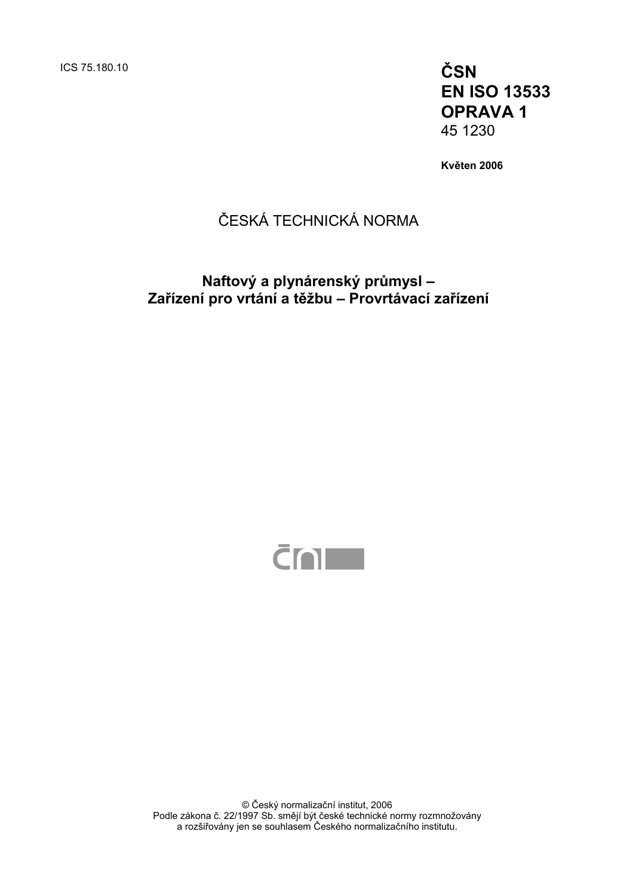ICS 75.180.10

**ČSN**
**EN ISO 13533**
**OPRAVA 1**
45 1230

**Květen 2006**

ČESKÁ TECHNICKÁ NORMA

# Naftový a plynárenský průmysl – Zařízení pro vrtání a těžbu – Provrtávací zařízení

© Český normalizační institut, 2006
Podle zákona č. 22/1997 Sb. smějí být české technické normy rozmnožovány a rozšiřovány jen se souhlasem Českého normalizačního institutu.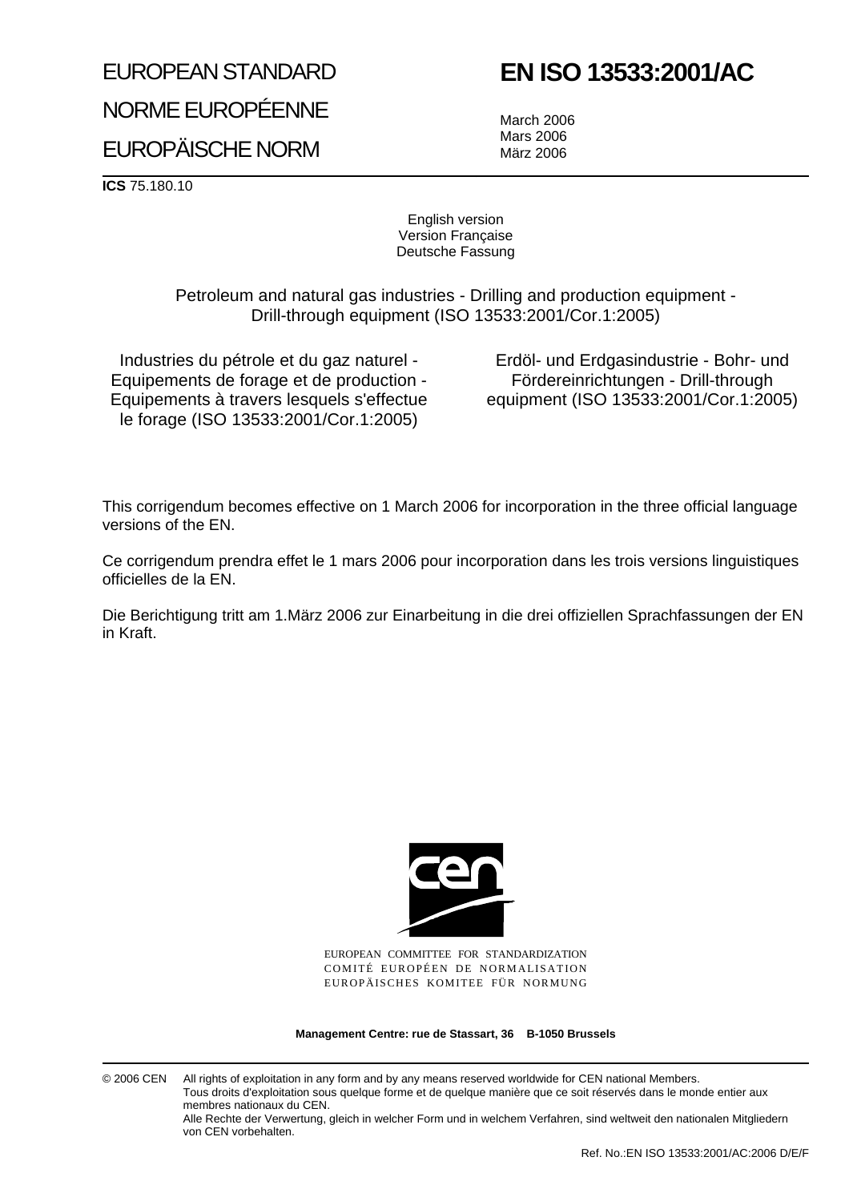EUROPEAN STANDARD

NORME EUROPÉENNE

EUROPÄISCHE NORM

# EN ISO 13533:2001/AC

March 2006
Mars 2006
März 2006

**ICS** 75.180.10

English version
Version Française
Deutsche Fassung

Petroleum and natural gas industries - Drilling and production equipment - Drill-through equipment (ISO 13533:2001/Cor.1:2005)

Industries du pétrole et du gaz naturel - Equipements de forage et de production - Equipements à travers lesquels s'effectue le forage (ISO 13533:2001/Cor.1:2005)

Erdöl- und Erdgasindustrie - Bohr- und Fördereinrichtungen - Drill-through equipment (ISO 13533:2001/Cor.1:2005)

This corrigendum becomes effective on 1 March 2006 for incorporation in the three official language versions of the EN.

Ce corrigendum prendra effet le 1 mars 2006 pour incorporation dans les trois versions linguistiques officielles de la EN.

Die Berichtigung tritt am 1.März 2006 zur Einarbeitung in die drei offiziellen Sprachfassungen der EN in Kraft.

EUROPEAN COMMITTEE FOR STANDARDIZATION
COMITÉ EUROPÉEN DE NORMALISATION
EUROPÄISCHES KOMITEE FÜR NORMUNG

**Management Centre: rue de Stassart, 36 B-1050 Brussels**

© 2006 CEN All rights of exploitation in any form and by any means reserved worldwide for CEN national Members.
Tous droits d'exploitation sous quelque forme et de quelque manière que ce soit réservés dans le monde entier aux membres nationaux du CEN.
Alle Rechte der Verwertung, gleich in welcher Form und in welchem Verfahren, sind weltweit den nationalen Mitgliedern von CEN vorbehalten.

Ref. No.:EN ISO 13533:2001/AC:2006 D/E/F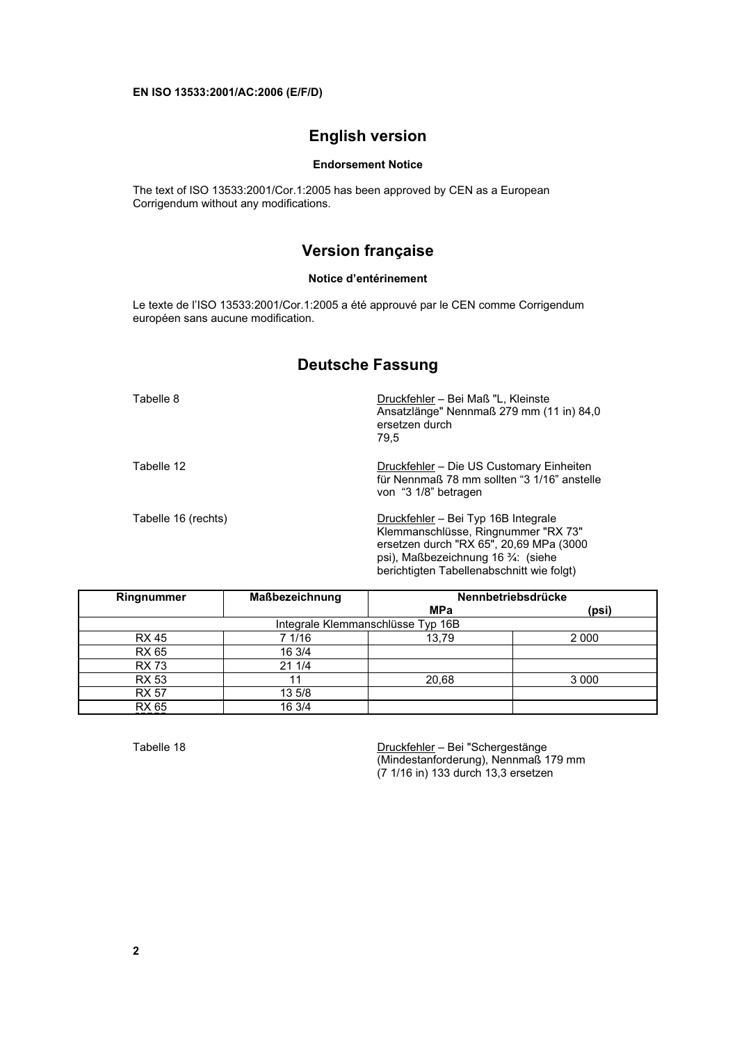**EN ISO 13533:2001/AC:2006 (E/F/D)**

## English version

### Endorsement Notice

The text of ISO 13533:2001/Cor.1:2005 has been approved by CEN as a European Corrigendum without any modifications.

## Version française

### Notice d'entérinement

Le texte de l'ISO 13533:2001/Cor.1:2005 a été approuvé par le CEN comme Corrigendum européen sans aucune modification.

## Deutsche Fassung

Tabelle 8

Druckfehler – Bei Maß "L, Kleinste Ansatzlänge" Nennmaß 279 mm (11 in) 84,0 ersetzen durch 79,5

Tabelle 12

Druckfehler – Die US Customary Einheiten für Nennmaß 78 mm sollten "3 1/16" anstelle von "3 1/8" betragen

Tabelle 16 (rechts)

Druckfehler – Bei Typ 16B Integrale Klemmanschlüsse, Ringnummer "RX 73" ersetzen durch "RX 65", 20,69 MPa (3000 psi), Maßbezeichnung 16 ¾: (siehe berichtigten Tabellenabschnitt wie folgt)

| Ringnummer | Maßbezeichnung | Nennbetriebsdrücke MPa | (psi) |
|---|---|---|---|
| Integrale Klemmanschlüsse Typ 16B | | | |
| RX 45 | 7 1/16 | 13,79 | 2 000 |
| RX 65 | 16 3/4 | | |
| RX 73 | 21 1/4 | | |
| RX 53 | 11 | 20,68 | 3 000 |
| RX 57 | 13 5/8 | | |
| RX 65 | 16 3/4 | | |

Tabelle 18

Druckfehler – Bei "Schergestänge (Mindestanforderung), Nennmaß 179 mm (7 1/16 in) 133 durch 13,3 ersetzen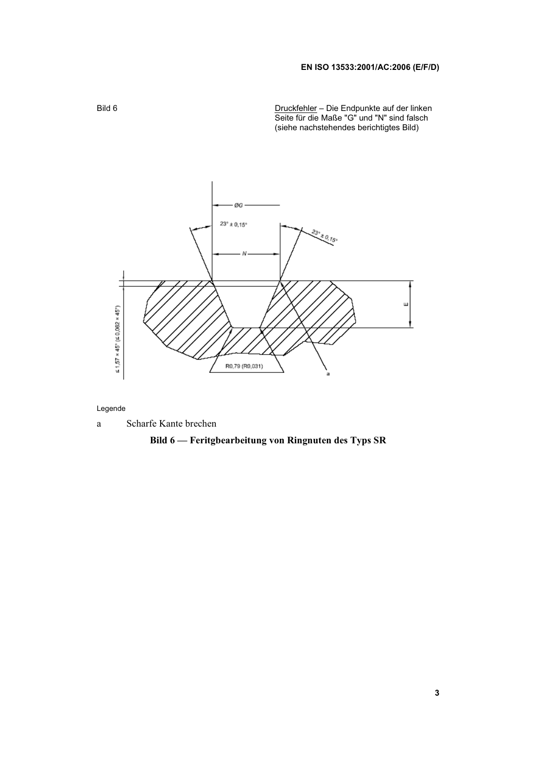Bild 6

Druckfehler – Die Endpunkte auf der linken Seite für die Maße "G" und "N" sind falsch (siehe nachstehendes berichtigtes Bild)

Legende

a Scharfe Kante brechen

**Bild 6 — Feritgbearbeitung von Ringnuten des Typs SR**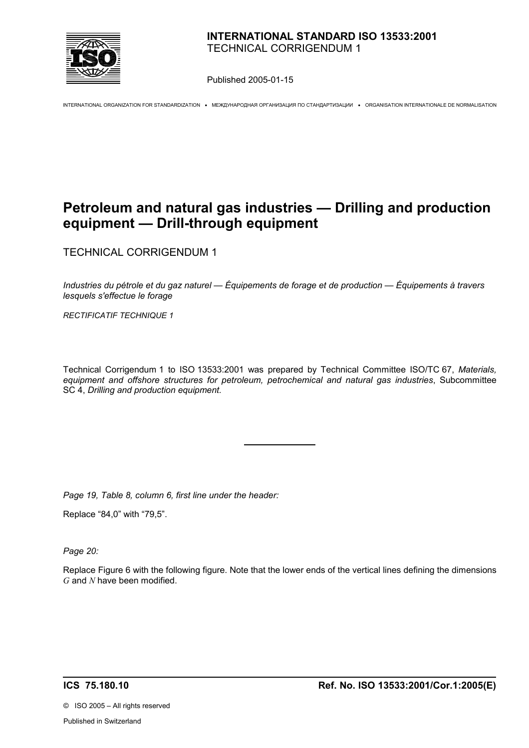**INTERNATIONAL STANDARD ISO 13533:2001**
TECHNICAL CORRIGENDUM 1

Published 2005-01-15

INTERNATIONAL ORGANIZATION FOR STANDARDIZATION • МЕЖДУНАРОДНАЯ ОРГАНИЗАЦИЯ ПО СТАНДАРТИЗАЦИИ • ORGANISATION INTERNATIONALE DE NORMALISATION

# Petroleum and natural gas industries — Drilling and production equipment — Drill-through equipment

TECHNICAL CORRIGENDUM 1

*Industries du pétrole et du gaz naturel — Équipements de forage et de production — Équipements à travers lesquels s'effectue le forage*

*RECTIFICATIF TECHNIQUE 1*

Technical Corrigendum 1 to ISO 13533:2001 was prepared by Technical Committee ISO/TC 67, *Materials, equipment and offshore structures for petroleum, petrochemical and natural gas industries*, Subcommittee SC 4, *Drilling and production equipment.*

---

*Page 19, Table 8, column 6, first line under the header:*

Replace "84,0" with "79,5".

*Page 20:*

Replace Figure 6 with the following figure. Note that the lower ends of the vertical lines defining the dimensions *G* and *N* have been modified.

ICS 75.180.10 **Ref. No. ISO 13533:2001/Cor.1:2005(E)**

© ISO 2005 – All rights reserved

Published in Switzerland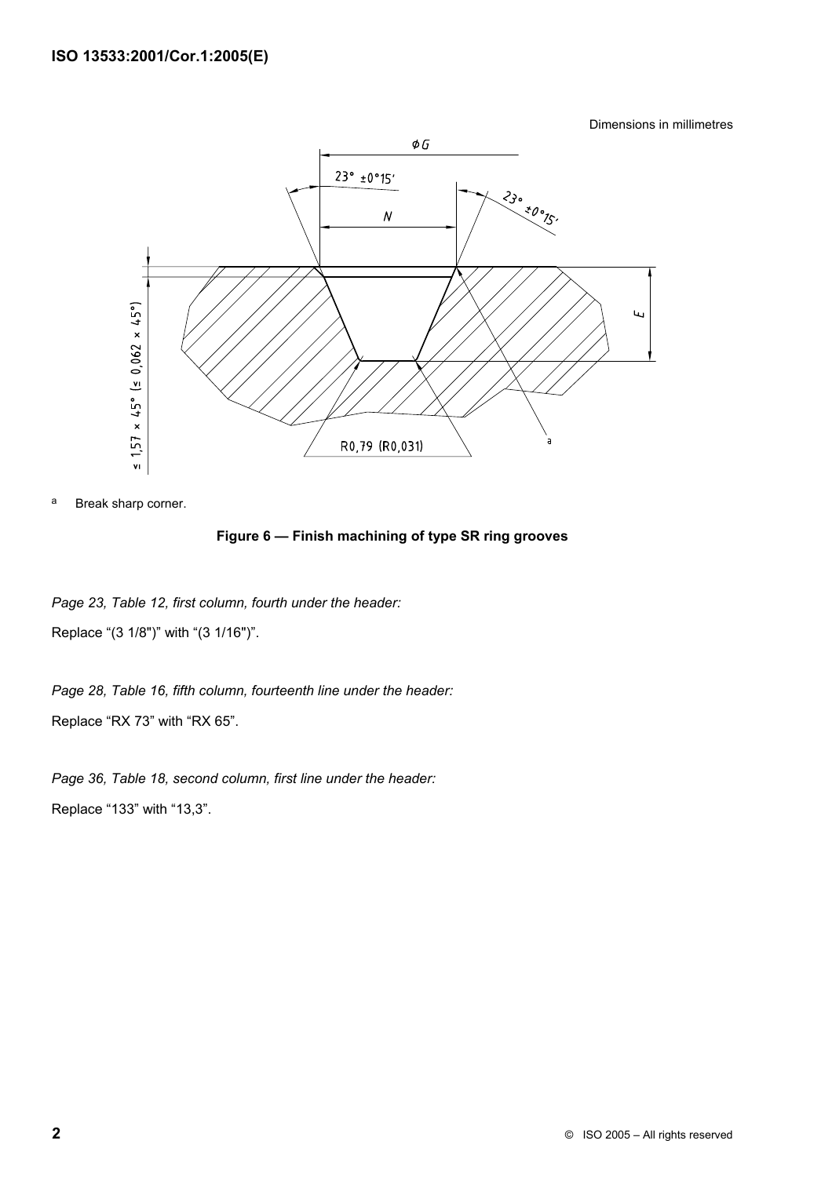Dimensions in millimetres

[a] Break sharp corner.

**Figure 6 — Finish machining of type SR ring grooves**

*Page 23, Table 12, first column, fourth under the header:*

Replace “(3 1/8")” with “(3 1/16")”.

*Page 28, Table 16, fifth column, fourteenth line under the header:*

Replace “RX 73” with “RX 65”.

*Page 36, Table 18, second column, first line under the header:*

Replace “133” with “13,3”.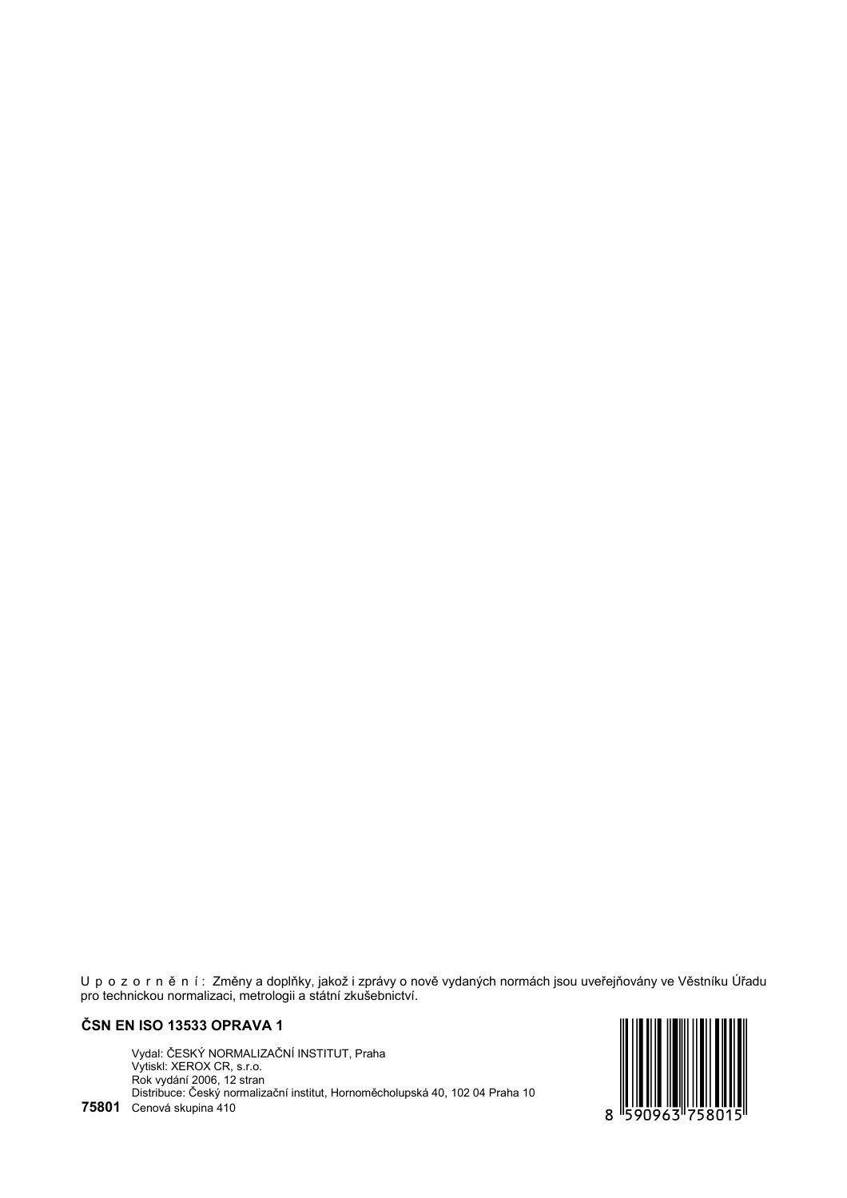U p o z o r n ě n í : Změny a doplňky, jakož i zprávy o nově vydaných normách jsou uveřejňovány ve Věstníku Úřadu pro technickou normalizaci, metrologii a státní zkušebnictví.

**ČSN EN ISO 13533 OPRAVA 1**

Vydal: ČESKÝ NORMALIZAČNÍ INSTITUT, Praha
Vytiskl: XEROX CR, s.r.o.
Rok vydání 2006, 12 stran
Distribuce: Český normalizační institut, Hornoměcholupská 40, 102 04 Praha 10

**75801** Cenová skupina 410

8 590963 758015